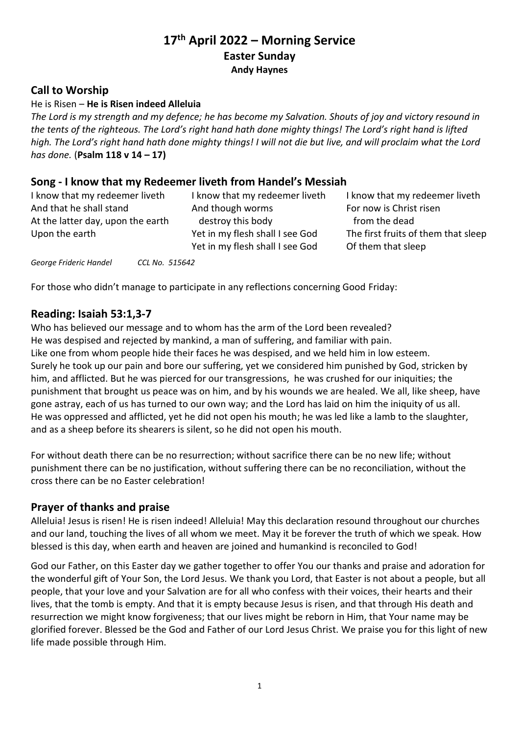# 17th April 2022 – Morning Service

**Easter Sunday**

**Andy Haynes**

## Call to Worship

He is Risen – **He is Risen indeed Alleluia**

*The Lord is my strength and my defence; he has become my Salvation. Shouts of joy and victory resound in the tents of the righteous. The Lord's right hand hath done mighty things! The Lord's right hand is lifted high. The Lord's right hand hath done mighty things! I will not die but live, and will proclaim what the Lord has done.* (**Psalm 118 v 14 – 17)**

## Song - I know that my Redeemer liveth from Handel's Messiah

I know that my redeemer liveth
And that he shall stand
At the latter day, upon the earth
Upon the earth

I know that my redeemer liveth
And though worms
destroy this body
Yet in my flesh shall I see God
Yet in my flesh shall I see God

I know that my redeemer liveth
For now is Christ risen
from the dead
The first fruits of them that sleep
Of them that sleep

*George Frideric Handel CCL No. 515642*

For those who didn't manage to participate in any reflections concerning Good Friday:

## Reading: Isaiah 53:1,3-7

Who has believed our message and to whom has the arm of the Lord been revealed?
He was despised and rejected by mankind, a man of suffering, and familiar with pain.
Like one from whom people hide their faces he was despised, and we held him in low esteem.
Surely he took up our pain and bore our suffering, yet we considered him punished by God, stricken by him, and afflicted. But he was pierced for our transgressions, he was crushed for our iniquities; the punishment that brought us peace was on him, and by his wounds we are healed. We all, like sheep, have gone astray, each of us has turned to our own way; and the Lord has laid on him the iniquity of us all.
He was oppressed and afflicted, yet he did not open his mouth; he was led like a lamb to the slaughter, and as a sheep before its shearers is silent, so he did not open his mouth.

For without death there can be no resurrection; without sacrifice there can be no new life; without punishment there can be no justification, without suffering there can be no reconciliation, without the cross there can be no Easter celebration!

## Prayer of thanks and praise

Alleluia! Jesus is risen! He is risen indeed! Alleluia! May this declaration resound throughout our churches and our land, touching the lives of all whom we meet. May it be forever the truth of which we speak. How blessed is this day, when earth and heaven are joined and humankind is reconciled to God!

God our Father, on this Easter day we gather together to offer You our thanks and praise and adoration for the wonderful gift of Your Son, the Lord Jesus. We thank you Lord, that Easter is not about a people, but all people, that your love and your Salvation are for all who confess with their voices, their hearts and their lives, that the tomb is empty. And that it is empty because Jesus is risen, and that through His death and resurrection we might know forgiveness; that our lives might be reborn in Him, that Your name may be glorified forever. Blessed be the God and Father of our Lord Jesus Christ. We praise you for this light of new life made possible through Him.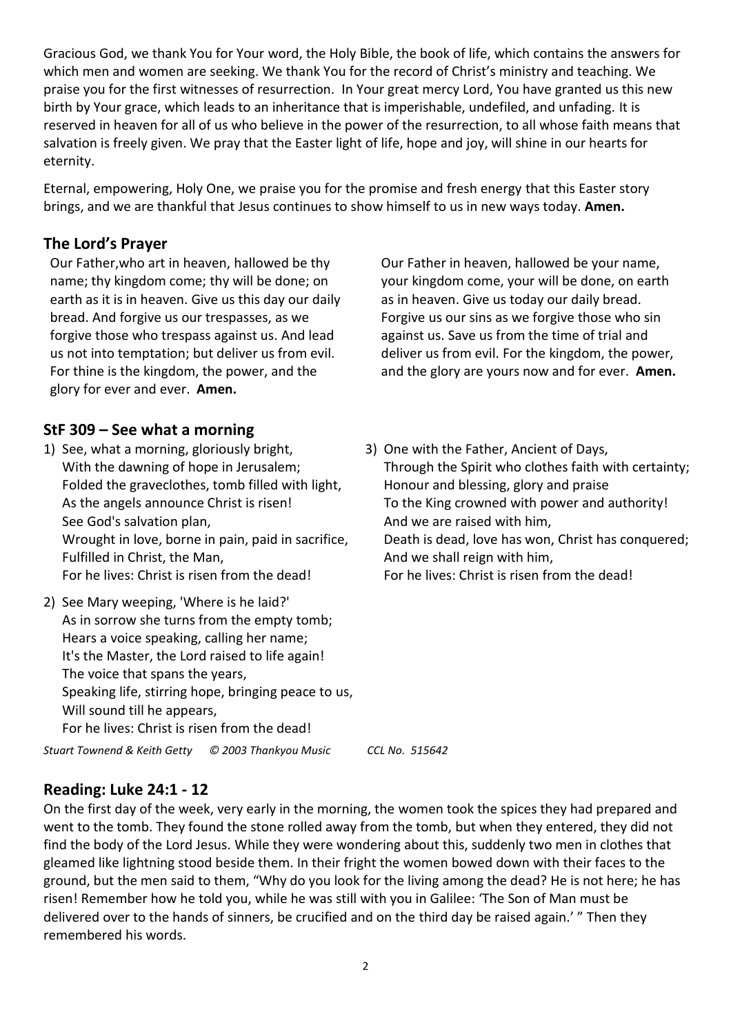Gracious God, we thank You for Your word, the Holy Bible, the book of life, which contains the answers for which men and women are seeking. We thank You for the record of Christ's ministry and teaching. We praise you for the first witnesses of resurrection. In Your great mercy Lord, You have granted us this new birth by Your grace, which leads to an inheritance that is imperishable, undefiled, and unfading. It is reserved in heaven for all of us who believe in the power of the resurrection, to all whose faith means that salvation is freely given. We pray that the Easter light of life, hope and joy, will shine in our hearts for eternity.

Eternal, empowering, Holy One, we praise you for the promise and fresh energy that this Easter story brings, and we are thankful that Jesus continues to show himself to us in new ways today. **Amen.**

## The Lord's Prayer

Our Father,who art in heaven, hallowed be thy name; thy kingdom come; thy will be done; on earth as it is in heaven. Give us this day our daily bread. And forgive us our trespasses, as we forgive those who trespass against us. And lead us not into temptation; but deliver us from evil. For thine is the kingdom, the power, and the glory for ever and ever. **Amen.**

Our Father in heaven, hallowed be your name, your kingdom come, your will be done, on earth as in heaven. Give us today our daily bread. Forgive us our sins as we forgive those who sin against us. Save us from the time of trial and deliver us from evil. For the kingdom, the power, and the glory are yours now and for ever. **Amen.**

## StF 309 – See what a morning

1) See, what a morning, gloriously bright,
   With the dawning of hope in Jerusalem;
   Folded the graveclothes, tomb filled with light,
   As the angels announce Christ is risen!
   See God's salvation plan,
   Wrought in love, borne in pain, paid in sacrifice,
   Fulfilled in Christ, the Man,
   For he lives: Christ is risen from the dead!

2) See Mary weeping, 'Where is he laid?'
   As in sorrow she turns from the empty tomb;
   Hears a voice speaking, calling her name;
   It's the Master, the Lord raised to life again!
   The voice that spans the years,
   Speaking life, stirring hope, bringing peace to us,
   Will sound till he appears,
   For he lives: Christ is risen from the dead!

3) One with the Father, Ancient of Days,
   Through the Spirit who clothes faith with certainty;
   Honour and blessing, glory and praise
   To the King crowned with power and authority!
   And we are raised with him,
   Death is dead, love has won, Christ has conquered;
   And we shall reign with him,
   For he lives: Christ is risen from the dead!

*Stuart Townend & Keith Getty © 2003 Thankyou Music CCL No. 515642*

## Reading: Luke 24:1 - 12

On the first day of the week, very early in the morning, the women took the spices they had prepared and went to the tomb. They found the stone rolled away from the tomb, but when they entered, they did not find the body of the Lord Jesus. While they were wondering about this, suddenly two men in clothes that gleamed like lightning stood beside them. In their fright the women bowed down with their faces to the ground, but the men said to them, "Why do you look for the living among the dead? He is not here; he has risen! Remember how he told you, while he was still with you in Galilee: 'The Son of Man must be delivered over to the hands of sinners, be crucified and on the third day be raised again.' " Then they remembered his words.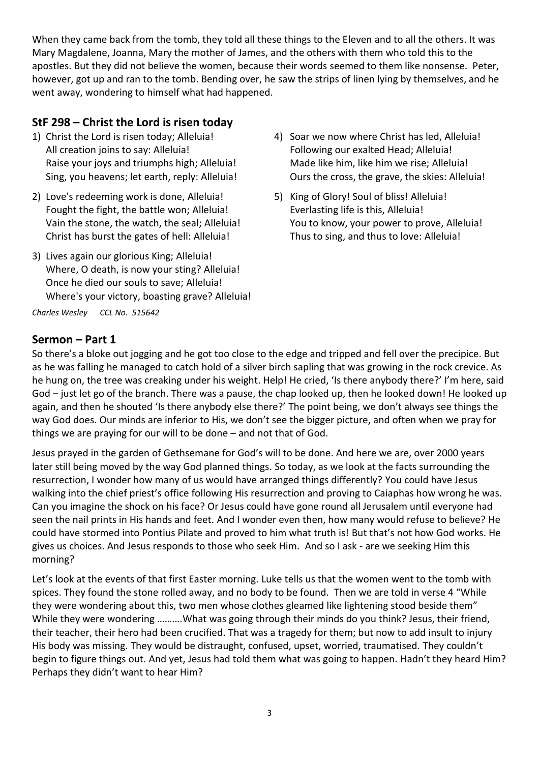When they came back from the tomb, they told all these things to the Eleven and to all the others. It was Mary Magdalene, Joanna, Mary the mother of James, and the others with them who told this to the apostles. But they did not believe the women, because their words seemed to them like nonsense. Peter, however, got up and ran to the tomb. Bending over, he saw the strips of linen lying by themselves, and he went away, wondering to himself what had happened.

## StF 298 – Christ the Lord is risen today

1) Christ the Lord is risen today; Alleluia!
   All creation joins to say: Alleluia!
   Raise your joys and triumphs high; Alleluia!
   Sing, you heavens; let earth, reply: Alleluia!

2) Love's redeeming work is done, Alleluia!
   Fought the fight, the battle won; Alleluia!
   Vain the stone, the watch, the seal; Alleluia!
   Christ has burst the gates of hell: Alleluia!

3) Lives again our glorious King; Alleluia!
   Where, O death, is now your sting? Alleluia!
   Once he died our souls to save; Alleluia!
   Where's your victory, boasting grave? Alleluia!

4) Soar we now where Christ has led, Alleluia!
   Following our exalted Head; Alleluia!
   Made like him, like him we rise; Alleluia!
   Ours the cross, the grave, the skies: Alleluia!

5) King of Glory! Soul of bliss! Alleluia!
   Everlasting life is this, Alleluia!
   You to know, your power to prove, Alleluia!
   Thus to sing, and thus to love: Alleluia!

*Charles Wesley CCL No. 515642*

## Sermon – Part 1

So there's a bloke out jogging and he got too close to the edge and tripped and fell over the precipice. But as he was falling he managed to catch hold of a silver birch sapling that was growing in the rock crevice. As he hung on, the tree was creaking under his weight. Help! He cried, 'Is there anybody there?' I'm here, said God – just let go of the branch. There was a pause, the chap looked up, then he looked down! He looked up again, and then he shouted 'Is there anybody else there?' The point being, we don't always see things the way God does. Our minds are inferior to His, we don't see the bigger picture, and often when we pray for things we are praying for our will to be done – and not that of God.

Jesus prayed in the garden of Gethsemane for God's will to be done. And here we are, over 2000 years later still being moved by the way God planned things. So today, as we look at the facts surrounding the resurrection, I wonder how many of us would have arranged things differently? You could have Jesus walking into the chief priest's office following His resurrection and proving to Caiaphas how wrong he was. Can you imagine the shock on his face? Or Jesus could have gone round all Jerusalem until everyone had seen the nail prints in His hands and feet. And I wonder even then, how many would refuse to believe? He could have stormed into Pontius Pilate and proved to him what truth is! But that's not how God works. He gives us choices. And Jesus responds to those who seek Him. And so I ask - are we seeking Him this morning?

Let's look at the events of that first Easter morning. Luke tells us that the women went to the tomb with spices. They found the stone rolled away, and no body to be found. Then we are told in verse 4 "While they were wondering about this, two men whose clothes gleamed like lightening stood beside them" While they were wondering ……….What was going through their minds do you think? Jesus, their friend, their teacher, their hero had been crucified. That was a tragedy for them; but now to add insult to injury His body was missing. They would be distraught, confused, upset, worried, traumatised. They couldn't begin to figure things out. And yet, Jesus had told them what was going to happen. Hadn't they heard Him? Perhaps they didn't want to hear Him?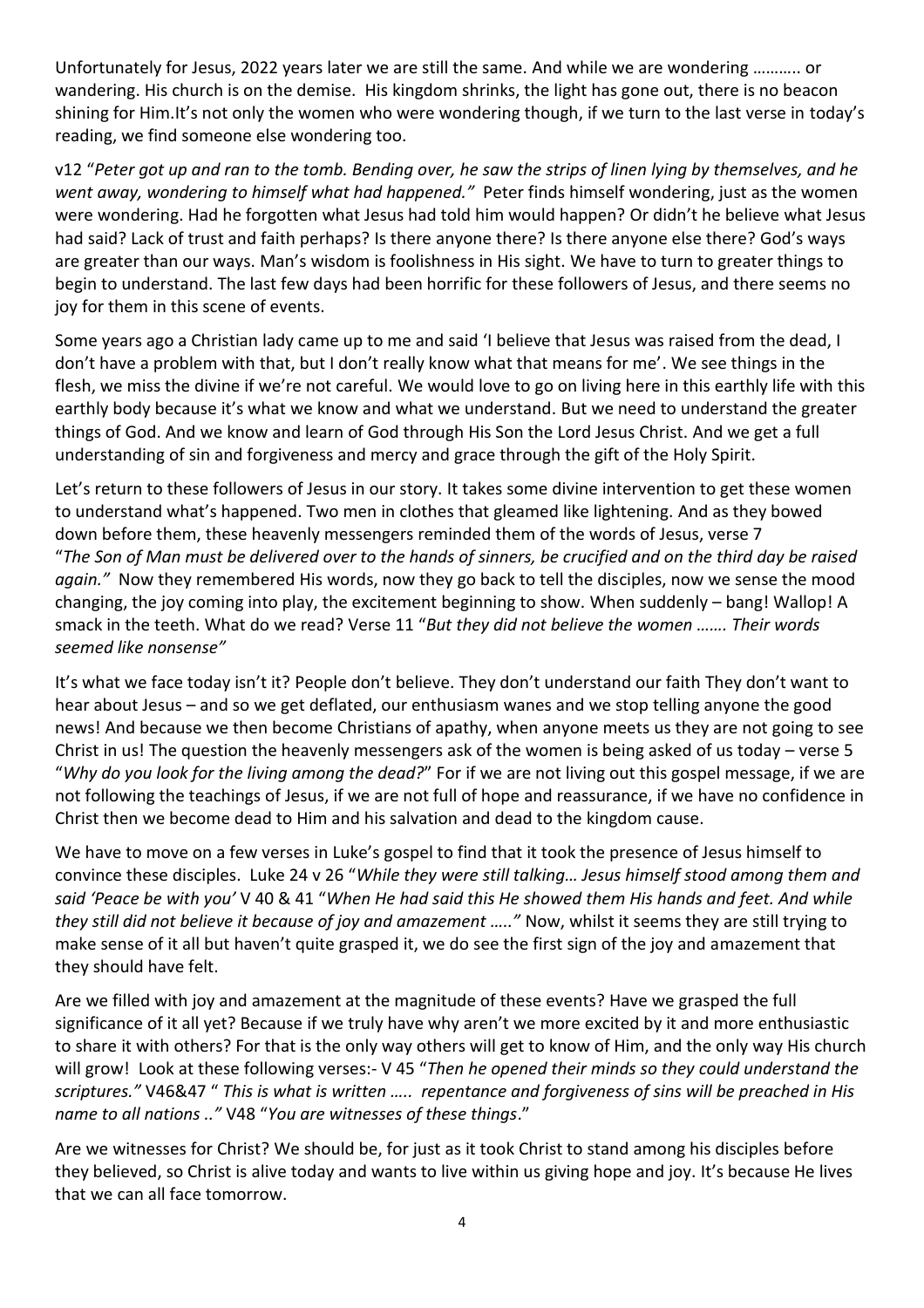Unfortunately for Jesus, 2022 years later we are still the same. And while we are wondering ……….. or wandering. His church is on the demise. His kingdom shrinks, the light has gone out, there is no beacon shining for Him.It's not only the women who were wondering though, if we turn to the last verse in today's reading, we find someone else wondering too.

v12 "*Peter got up and ran to the tomb. Bending over, he saw the strips of linen lying by themselves, and he went away, wondering to himself what had happened."* Peter finds himself wondering, just as the women were wondering. Had he forgotten what Jesus had told him would happen? Or didn't he believe what Jesus had said? Lack of trust and faith perhaps? Is there anyone there? Is there anyone else there? God's ways are greater than our ways. Man's wisdom is foolishness in His sight. We have to turn to greater things to begin to understand. The last few days had been horrific for these followers of Jesus, and there seems no joy for them in this scene of events.

Some years ago a Christian lady came up to me and said 'I believe that Jesus was raised from the dead, I don't have a problem with that, but I don't really know what that means for me'. We see things in the flesh, we miss the divine if we're not careful. We would love to go on living here in this earthly life with this earthly body because it's what we know and what we understand. But we need to understand the greater things of God. And we know and learn of God through His Son the Lord Jesus Christ. And we get a full understanding of sin and forgiveness and mercy and grace through the gift of the Holy Spirit.

Let's return to these followers of Jesus in our story. It takes some divine intervention to get these women to understand what's happened. Two men in clothes that gleamed like lightening. And as they bowed down before them, these heavenly messengers reminded them of the words of Jesus, verse 7 "*The Son of Man must be delivered over to the hands of sinners, be crucified and on the third day be raised again."* Now they remembered His words, now they go back to tell the disciples, now we sense the mood changing, the joy coming into play, the excitement beginning to show. When suddenly – bang! Wallop! A smack in the teeth. What do we read? Verse 11 "*But they did not believe the women ……. Their words seemed like nonsense"*

It's what we face today isn't it? People don't believe. They don't understand our faith They don't want to hear about Jesus – and so we get deflated, our enthusiasm wanes and we stop telling anyone the good news! And because we then become Christians of apathy, when anyone meets us they are not going to see Christ in us! The question the heavenly messengers ask of the women is being asked of us today – verse 5 "*Why do you look for the living among the dead?*" For if we are not living out this gospel message, if we are not following the teachings of Jesus, if we are not full of hope and reassurance, if we have no confidence in Christ then we become dead to Him and his salvation and dead to the kingdom cause.

We have to move on a few verses in Luke's gospel to find that it took the presence of Jesus himself to convince these disciples. Luke 24 v 26 "*While they were still talking… Jesus himself stood among them and said 'Peace be with you'* V 40 & 41 "*When He had said this He showed them His hands and feet. And while they still did not believe it because of joy and amazement ….."* Now, whilst it seems they are still trying to make sense of it all but haven't quite grasped it, we do see the first sign of the joy and amazement that they should have felt.

Are we filled with joy and amazement at the magnitude of these events? Have we grasped the full significance of it all yet? Because if we truly have why aren't we more excited by it and more enthusiastic to share it with others? For that is the only way others will get to know of Him, and the only way His church will grow! Look at these following verses:- V 45 "*Then he opened their minds so they could understand the scriptures."* V46&47 " *This is what is written ….. repentance and forgiveness of sins will be preached in His name to all nations .."* V48 "*You are witnesses of these things*."

Are we witnesses for Christ? We should be, for just as it took Christ to stand among his disciples before they believed, so Christ is alive today and wants to live within us giving hope and joy. It's because He lives that we can all face tomorrow.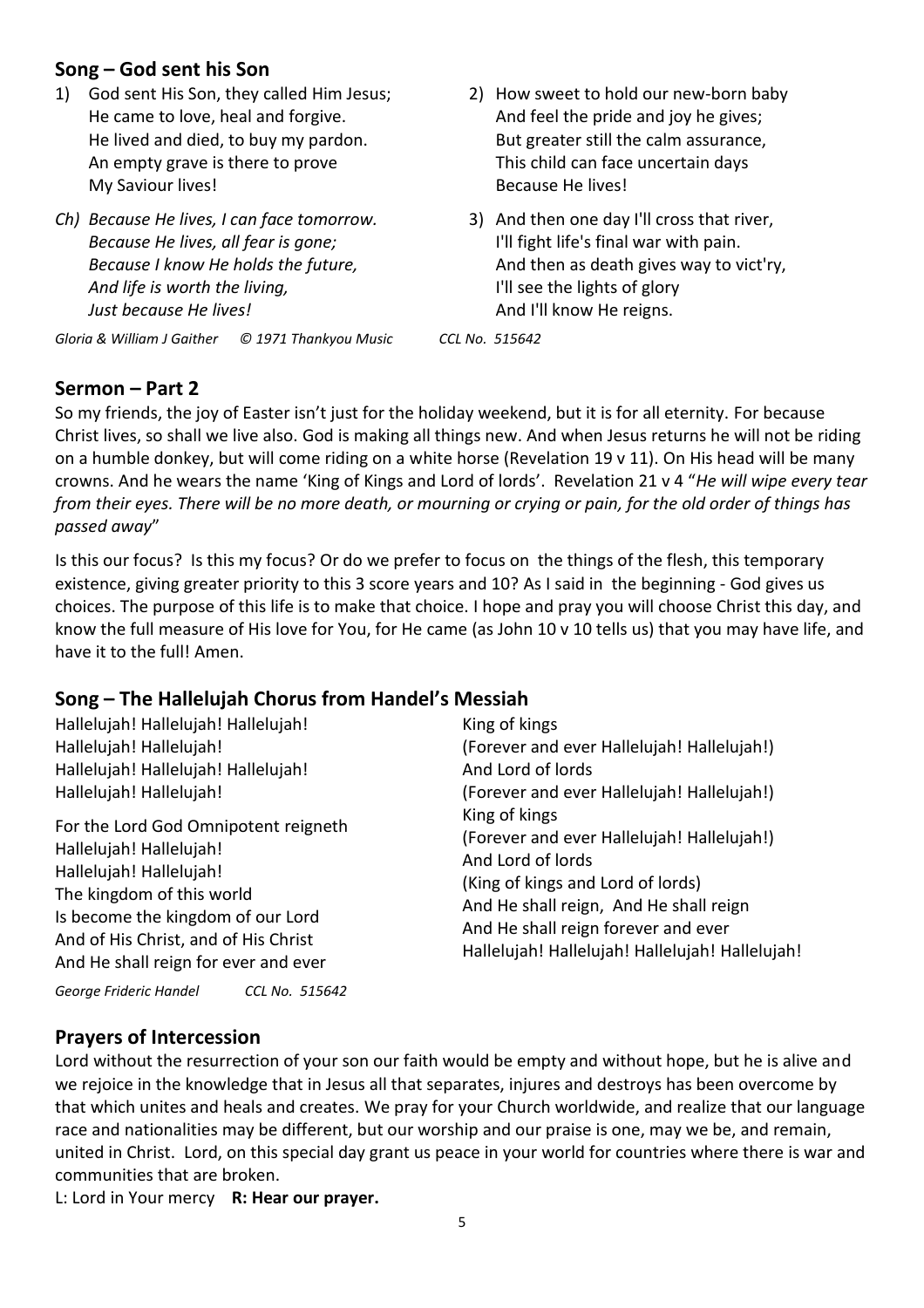## Song – God sent his Son

1) God sent His Son, they called Him Jesus;
   He came to love, heal and forgive.
   He lived and died, to buy my pardon.
   An empty grave is there to prove
   My Saviour lives!

*Ch) Because He lives, I can face tomorrow.*
*Because He lives, all fear is gone;*
*Because I know He holds the future,*
*And life is worth the living,*
*Just because He lives!*

2) How sweet to hold our new-born baby
   And feel the pride and joy he gives;
   But greater still the calm assurance,
   This child can face uncertain days
   Because He lives!

3) And then one day I'll cross that river,
   I'll fight life's final war with pain.
   And then as death gives way to vict'ry,
   I'll see the lights of glory
   And I'll know He reigns.

*Gloria & William J Gaither* *© 1971 Thankyou Music* *CCL No. 515642*

## Sermon – Part 2

So my friends, the joy of Easter isn't just for the holiday weekend, but it is for all eternity. For because Christ lives, so shall we live also. God is making all things new. And when Jesus returns he will not be riding on a humble donkey, but will come riding on a white horse (Revelation 19 v 11). On His head will be many crowns. And he wears the name 'King of Kings and Lord of lords'. Revelation 21 v 4 "*He will wipe every tear from their eyes. There will be no more death, or mourning or crying or pain, for the old order of things has passed away*"

Is this our focus? Is this my focus? Or do we prefer to focus on the things of the flesh, this temporary existence, giving greater priority to this 3 score years and 10? As I said in the beginning - God gives us choices. The purpose of this life is to make that choice. I hope and pray you will choose Christ this day, and know the full measure of His love for You, for He came (as John 10 v 10 tells us) that you may have life, and have it to the full! Amen.

## Song – The Hallelujah Chorus from Handel's Messiah

Hallelujah! Hallelujah! Hallelujah!
Hallelujah! Hallelujah!
Hallelujah! Hallelujah! Hallelujah!
Hallelujah! Hallelujah!

For the Lord God Omnipotent reigneth
Hallelujah! Hallelujah!
Hallelujah! Hallelujah!
The kingdom of this world
Is become the kingdom of our Lord
And of His Christ, and of His Christ
And He shall reign for ever and ever

King of kings
(Forever and ever Hallelujah! Hallelujah!)
And Lord of lords
(Forever and ever Hallelujah! Hallelujah!)
King of kings
(Forever and ever Hallelujah! Hallelujah!)
And Lord of lords
(King of kings and Lord of lords)
And He shall reign, And He shall reign
And He shall reign forever and ever
Hallelujah! Hallelujah! Hallelujah! Hallelujah!

*George Frideric Handel* *CCL No. 515642*

## Prayers of Intercession

Lord without the resurrection of your son our faith would be empty and without hope, but he is alive and we rejoice in the knowledge that in Jesus all that separates, injures and destroys has been overcome by that which unites and heals and creates. We pray for your Church worldwide, and realize that our language race and nationalities may be different, but our worship and our praise is one, may we be, and remain, united in Christ. Lord, on this special day grant us peace in your world for countries where there is war and communities that are broken.

L: Lord in Your mercy **R: Hear our prayer.**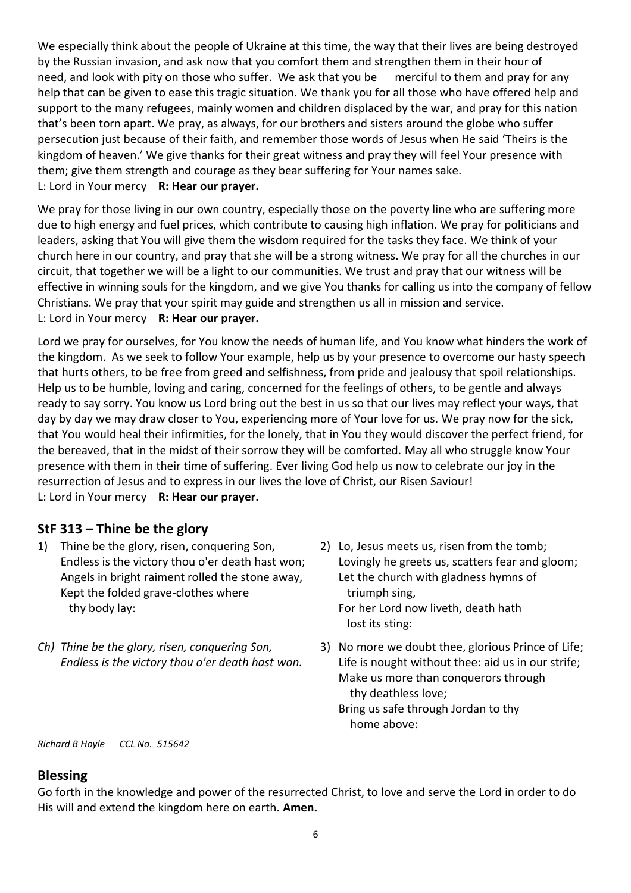We especially think about the people of Ukraine at this time, the way that their lives are being destroyed by the Russian invasion, and ask now that you comfort them and strengthen them in their hour of need, and look with pity on those who suffer. We ask that you be merciful to them and pray for any help that can be given to ease this tragic situation. We thank you for all those who have offered help and support to the many refugees, mainly women and children displaced by the war, and pray for this nation that's been torn apart. We pray, as always, for our brothers and sisters around the globe who suffer persecution just because of their faith, and remember those words of Jesus when He said 'Theirs is the kingdom of heaven.' We give thanks for their great witness and pray they will feel Your presence with them; give them strength and courage as they bear suffering for Your names sake.
L: Lord in Your mercy **R: Hear our prayer.**

We pray for those living in our own country, especially those on the poverty line who are suffering more due to high energy and fuel prices, which contribute to causing high inflation. We pray for politicians and leaders, asking that You will give them the wisdom required for the tasks they face. We think of your church here in our country, and pray that she will be a strong witness. We pray for all the churches in our circuit, that together we will be a light to our communities. We trust and pray that our witness will be effective in winning souls for the kingdom, and we give You thanks for calling us into the company of fellow Christians. We pray that your spirit may guide and strengthen us all in mission and service.
L: Lord in Your mercy **R: Hear our prayer.**

Lord we pray for ourselves, for You know the needs of human life, and You know what hinders the work of the kingdom. As we seek to follow Your example, help us by your presence to overcome our hasty speech that hurts others, to be free from greed and selfishness, from pride and jealousy that spoil relationships. Help us to be humble, loving and caring, concerned for the feelings of others, to be gentle and always ready to say sorry. You know us Lord bring out the best in us so that our lives may reflect your ways, that day by day we may draw closer to You, experiencing more of Your love for us. We pray now for the sick, that You would heal their infirmities, for the lonely, that in You they would discover the perfect friend, for the bereaved, that in the midst of their sorrow they will be comforted. May all who struggle know Your presence with them in their time of suffering. Ever living God help us now to celebrate our joy in the resurrection of Jesus and to express in our lives the love of Christ, our Risen Saviour!
L: Lord in Your mercy **R: Hear our prayer.**

## StF 313 – Thine be the glory

1) Thine be the glory, risen, conquering Son,
Endless is the victory thou o'er death hast won;
Angels in bright raiment rolled the stone away,
Kept the folded grave-clothes where thy body lay:

*Ch) Thine be the glory, risen, conquering Son,*
*Endless is the victory thou o'er death hast won.*

2) Lo, Jesus meets us, risen from the tomb;
Lovingly he greets us, scatters fear and gloom;
Let the church with gladness hymns of triumph sing,
For her Lord now liveth, death hath lost its sting:

3) No more we doubt thee, glorious Prince of Life;
Life is nought without thee: aid us in our strife;
Make us more than conquerors through thy deathless love;
Bring us safe through Jordan to thy home above:

*Richard B Hoyle CCL No. 515642*

## Blessing

Go forth in the knowledge and power of the resurrected Christ, to love and serve the Lord in order to do His will and extend the kingdom here on earth. **Amen.**